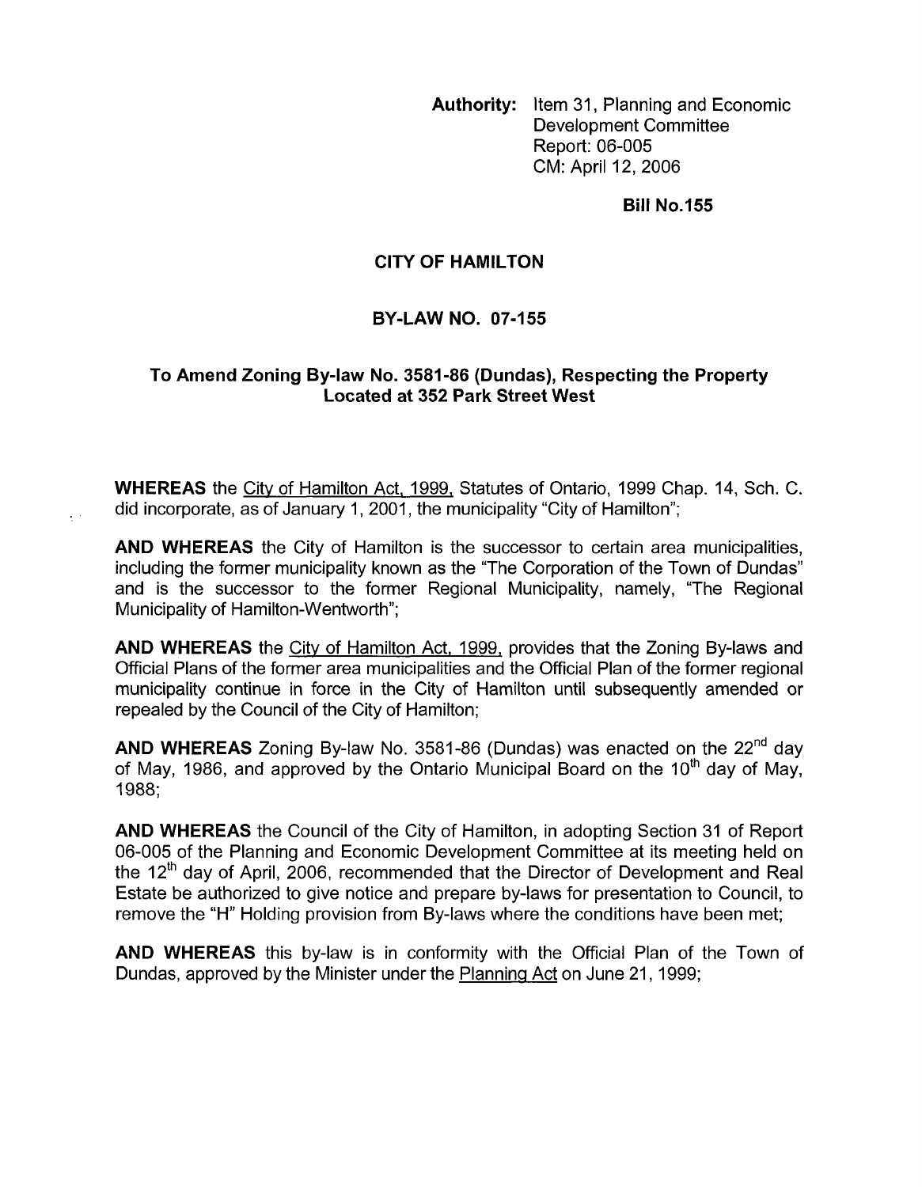**Authority:** Item 31, Planning and Economic Development Committee
Report: 06-005
CM: April 12, 2006

**Bill No.155**

# CITY OF HAMILTON

## BY-LAW NO. 07-155

### To Amend Zoning By-law No. 3581-86 (Dundas), Respecting the Property Located at 352 Park Street West

**WHEREAS** the City of Hamilton Act, 1999, Statutes of Ontario, 1999 Chap. 14, Sch. C. did incorporate, as of January 1, 2001, the municipality "City of Hamilton";

**AND WHEREAS** the City of Hamilton is the successor to certain area municipalities, including the former municipality known as the "The Corporation of the Town of Dundas" and is the successor to the former Regional Municipality, namely, "The Regional Municipality of Hamilton-Wentworth";

**AND WHEREAS** the City of Hamilton Act, 1999, provides that the Zoning By-laws and Official Plans of the former area municipalities and the Official Plan of the former regional municipality continue in force in the City of Hamilton until subsequently amended or repealed by the Council of the City of Hamilton;

**AND WHEREAS** Zoning By-law No. 3581-86 (Dundas) was enacted on the 22nd day of May, 1986, and approved by the Ontario Municipal Board on the 10th day of May, 1988;

**AND WHEREAS** the Council of the City of Hamilton, in adopting Section 31 of Report 06-005 of the Planning and Economic Development Committee at its meeting held on the 12th day of April, 2006, recommended that the Director of Development and Real Estate be authorized to give notice and prepare by-laws for presentation to Council, to remove the "H" Holding provision from By-laws where the conditions have been met;

**AND WHEREAS** this by-law is in conformity with the Official Plan of the Town of Dundas, approved by the Minister under the Planning Act on June 21, 1999;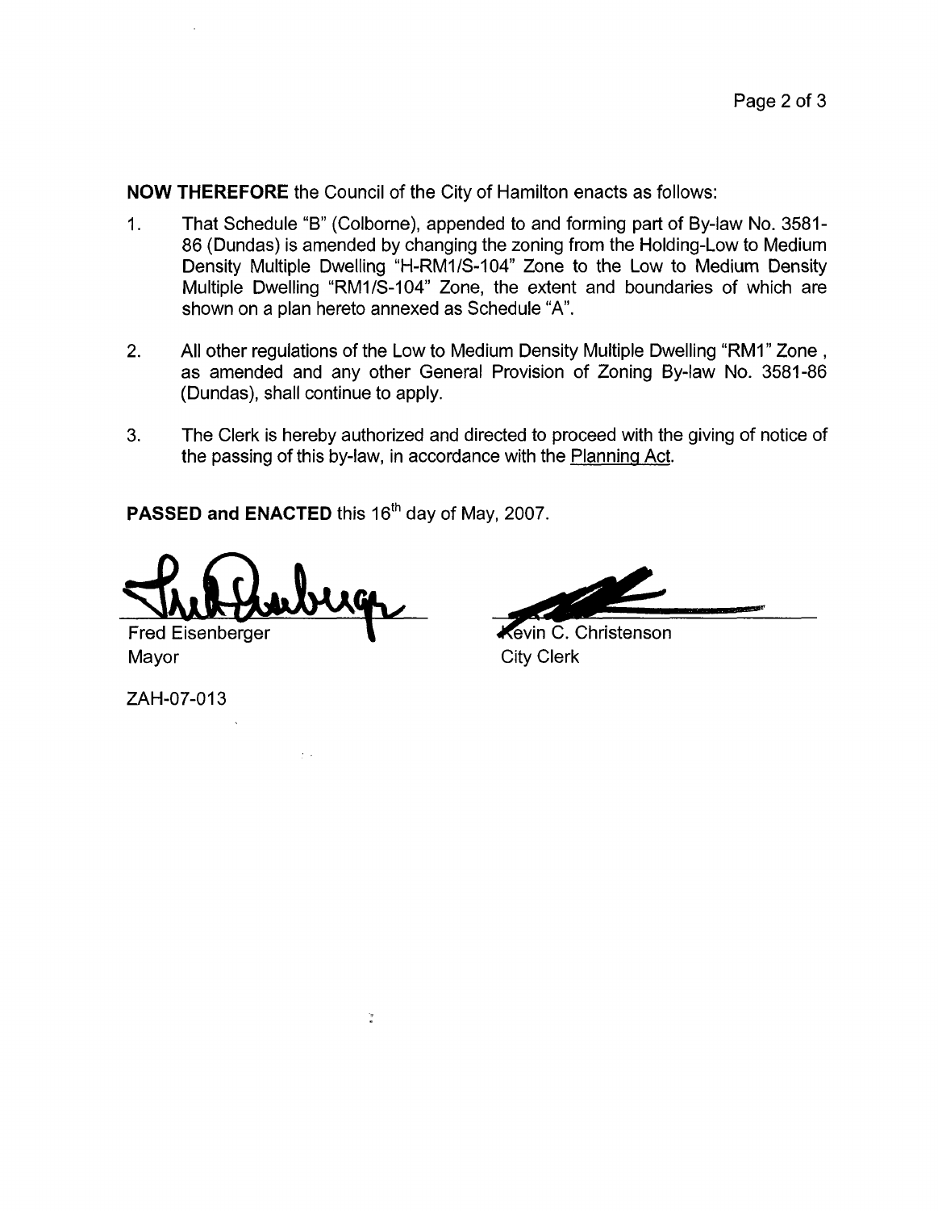**NOW THEREFORE** the Council of the City of Hamilton enacts as follows:

1. That Schedule "B" (Colborne), appended to and forming part of By-law No. 3581-86 (Dundas) is amended by changing the zoning from the Holding-Low to Medium Density Multiple Dwelling "H-RM1/S-104" Zone to the Low to Medium Density Multiple Dwelling "RM1/S-104" Zone, the extent and boundaries of which are shown on a plan hereto annexed as Schedule "A".

2. All other regulations of the Low to Medium Density Multiple Dwelling "RM1" Zone , as amended and any other General Provision of Zoning By-law No. 3581-86 (Dundas), shall continue to apply.

3. The Clerk is hereby authorized and directed to proceed with the giving of notice of the passing of this by-law, in accordance with the Planning Act.

**PASSED and ENACTED** this 16th day of May, 2007.

Fred Eisenberger
Mayor

Kevin C. Christenson
City Clerk

ZAH-07-013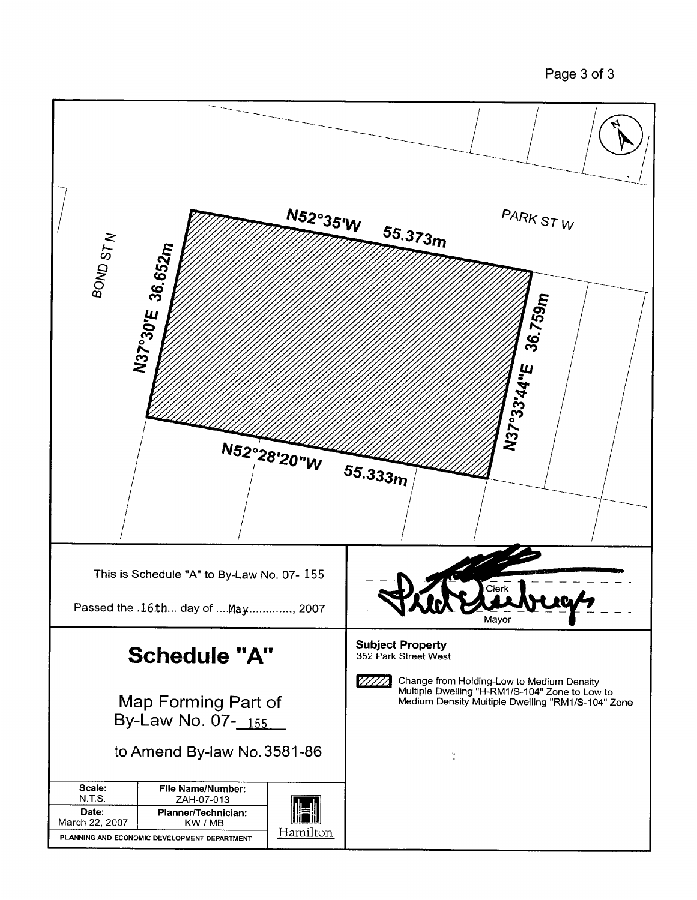PARK ST W

BOND ST N

N52°35'W 55.373m

N37°30'E 36.652m

N37°33'44"E 36.759m

N52°28'20"W 55.333m

This is Schedule "A" to By-Law No. 07- 155

Passed the .16th... day of ....May............., 2007

Clerk

Mayor

# Schedule "A"

Map Forming Part of
By-Law No. 07- 155

to Amend By-law No. 3581-86

**Subject Property**
352 Park Street West

Change from Holding-Low to Medium Density Multiple Dwelling "H-RM1/S-104" Zone to Low to Medium Density Multiple Dwelling "RM1/S-104" Zone

| **Scale:** | **File Name/Number:** |
| --- | --- |
| N.T.S. | ZAH-07-013 |
| **Date:** | **Planner/Technician:** |
| March 22, 2007 | KW / MB |

PLANNING AND ECONOMIC DEVELOPMENT DEPARTMENT

Hamilton